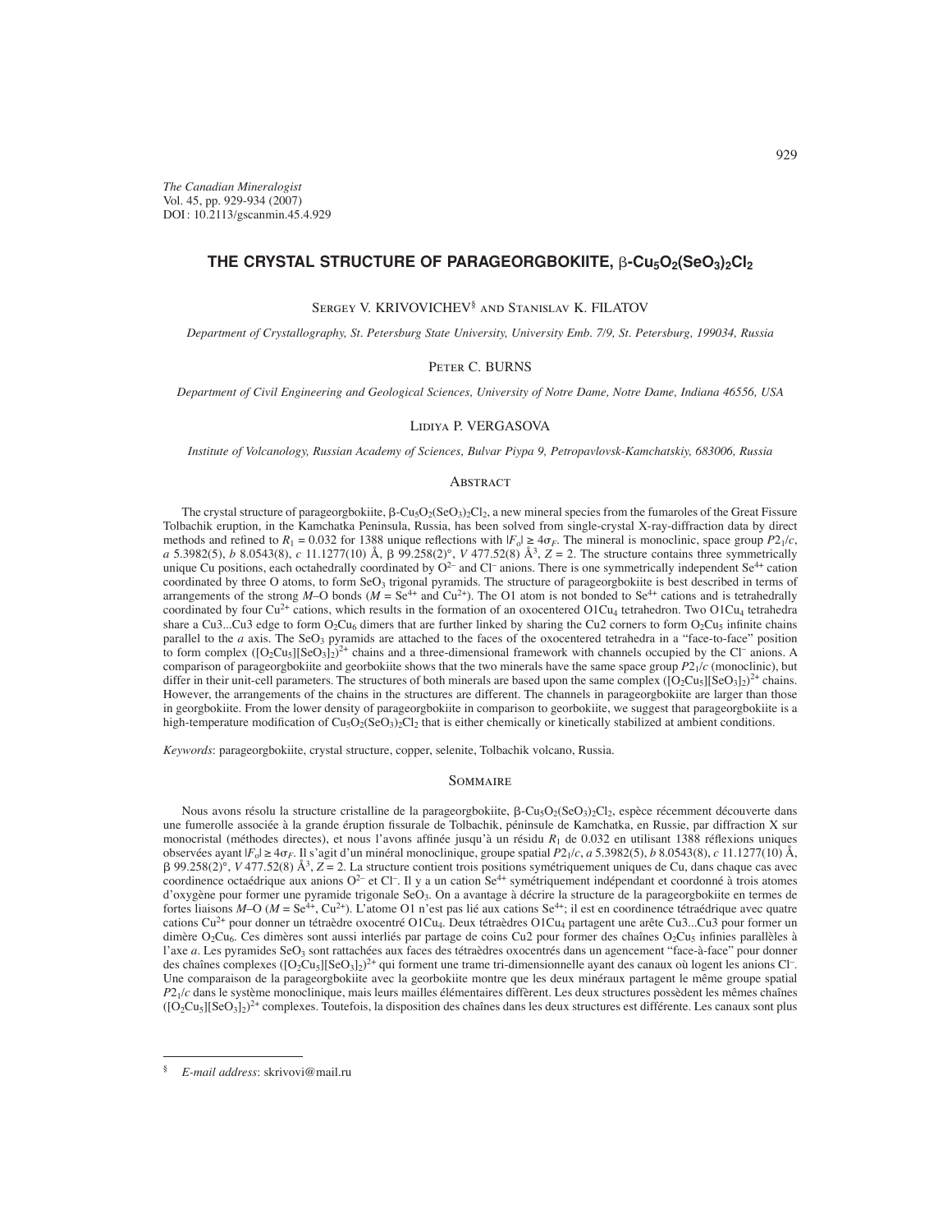*The Canadian Mineralogist*
Vol. 45, pp. 929-934 (2007)
DOI : 10.2113/gscanmin.45.4.929

# THE CRYSTAL STRUCTURE OF PARAGEORGBOKIITE, $\beta$-$Cu_5O_2(SeO_3)_2Cl_2$

SERGEY V. KRIVOVICHEV[§] AND STANISLAV K. FILATOV

*Department of Crystallography, St. Petersburg State University, University Emb. 7/9, St. Petersburg, 199034, Russia*

PETER C. BURNS

*Department of Civil Engineering and Geological Sciences, University of Notre Dame, Notre Dame, Indiana 46556, USA*

LIDIYA P. VERGASOVA

*Institute of Volcanology, Russian Academy of Sciences, Bulvar Piypa 9, Petropavlovsk-Kamchatskiy, 683006, Russia*

## ABSTRACT

The crystal structure of parageorgbokiite, $\beta$-$Cu_5O_2(SeO_3)_2Cl_2$, a new mineral species from the fumaroles of the Great Fissure Tolbachik eruption, in the Kamchatka Peninsula, Russia, has been solved from single-crystal X-ray-diffraction data by direct methods and refined to $R_1$ = 0.032 for 1388 unique reflections with $|F_o| \geq 4\sigma_F$. The mineral is monoclinic, space group $P2_1/c$, *a* 5.3982(5), *b* 8.0543(8), *c* 11.1277(10) Å, β 99.258(2)°, *V* 477.52(8) Å$^3$, *Z* = 2. The structure contains three symmetrically unique Cu positions, each octahedrally coordinated by $O^{2-}$ and $Cl^-$ anions. There is one symmetrically independent $Se^{4+}$ cation coordinated by three O atoms, to form $SeO_3$ trigonal pyramids. The structure of parageorgbokiite is best described in terms of arrangements of the strong *M*–O bonds (*M* = $Se^{4+}$ and $Cu^{2+}$). The O1 atom is not bonded to $Se^{4+}$ cations and is tetrahedrally coordinated by four $Cu^{2+}$ cations, which results in the formation of an oxocentered $O1Cu_4$ tetrahedron. Two $O1Cu_4$ tetrahedra share a Cu3...Cu3 edge to form $O_2Cu_6$ dimers that are further linked by sharing the Cu2 corners to form $O_2Cu_5$ infinite chains parallel to the *a* axis. The $SeO_3$ pyramids are attached to the faces of the oxocentered tetrahedra in a "face-to-face" position to form complex $([O_2Cu_5][SeO_3]_2)^{2+}$ chains and a three-dimensional framework with channels occupied by the $Cl^-$ anions. A comparison of parageorgbokiite and georbokiite shows that the two minerals have the same space group $P2_1/c$ (monoclinic), but differ in their unit-cell parameters. The structures of both minerals are based upon the same complex $([O_2Cu_5][SeO_3]_2)^{2+}$ chains. However, the arrangements of the chains in the structures are different. The channels in parageorgbokiite are larger than those in georgbokiite. From the lower density of parageorgbokiite in comparison to georbokiite, we suggest that parageorgbokiite is a high-temperature modification of $Cu_5O_2(SeO_3)_2Cl_2$ that is either chemically or kinetically stabilized at ambient conditions.

*Keywords*: parageorgbokiite, crystal structure, copper, selenite, Tolbachik volcano, Russia.

## SOMMAIRE

Nous avons résolu la structure cristalline de la parageorgbokiite, $\beta$-$Cu_5O_2(SeO_3)_2Cl_2$, espèce récemment découverte dans une fumerolle associée à la grande éruption fissurale de Tolbachik, péninsule de Kamchatka, en Russie, par diffraction X sur monocristal (méthodes directes), et nous l'avons affinée jusqu'à un résidu $R_1$ de 0.032 en utilisant 1388 réflexions uniques observées ayant $|F_o| \geq 4\sigma_F$. Il s'agit d'un minéral monoclinique, groupe spatial $P2_1/c$, *a* 5.3982(5), *b* 8.0543(8), *c* 11.1277(10) Å, β 99.258(2)°, *V* 477.52(8) Å$^3$, *Z* = 2. La structure contient trois positions symétriquement uniques de Cu, dans chaque cas avec coordinence octaédrique aux anions $O^{2-}$ et $Cl^-$. Il y a un cation $Se^{4+}$ symétriquement indépendant et coordonné à trois atomes d'oxygène pour former une pyramide trigonale $SeO_3$. On a avantage à décrire la structure de la parageorgbokiite en termes de fortes liaisons *M*–O (*M* = $Se^{4+}$, $Cu^{2+}$). L'atome O1 n'est pas lié aux cations $Se^{4+}$; il est en coordinence tétraédrique avec quatre cations $Cu^{2+}$ pour donner un tétraèdre oxocentré $O1Cu_4$. Deux tétraèdres $O1Cu_4$ partagent une arête Cu3...Cu3 pour former un dimère $O_2Cu_6$. Ces dimères sont aussi interliés par partage de coins Cu2 pour former des chaînes $O_2Cu_5$ infinies parallèles à l'axe *a*. Les pyramides $SeO_3$ sont rattachées aux faces des tétraèdres oxocentrés dans un agencement "face-à-face" pour donner des chaînes complexes $([O_2Cu_5][SeO_3]_2)^{2+}$ qui forment une trame tri-dimensionnelle ayant des canaux où logent les anions $Cl^-$. Une comparaison de la parageorgbokiite avec la georbokiite montre que les deux minéraux partagent le même groupe spatial $P2_1/c$ dans le système monoclinique, mais leurs mailles élémentaires diffèrent. Les deux structures possèdent les mêmes chaînes $([O_2Cu_5][SeO_3]_2)^{2+}$ complexes. Toutefois, la disposition des chaînes dans les deux structures est différente. Les canaux sont plus

---

[§] *E-mail address*: skrivovi@mail.ru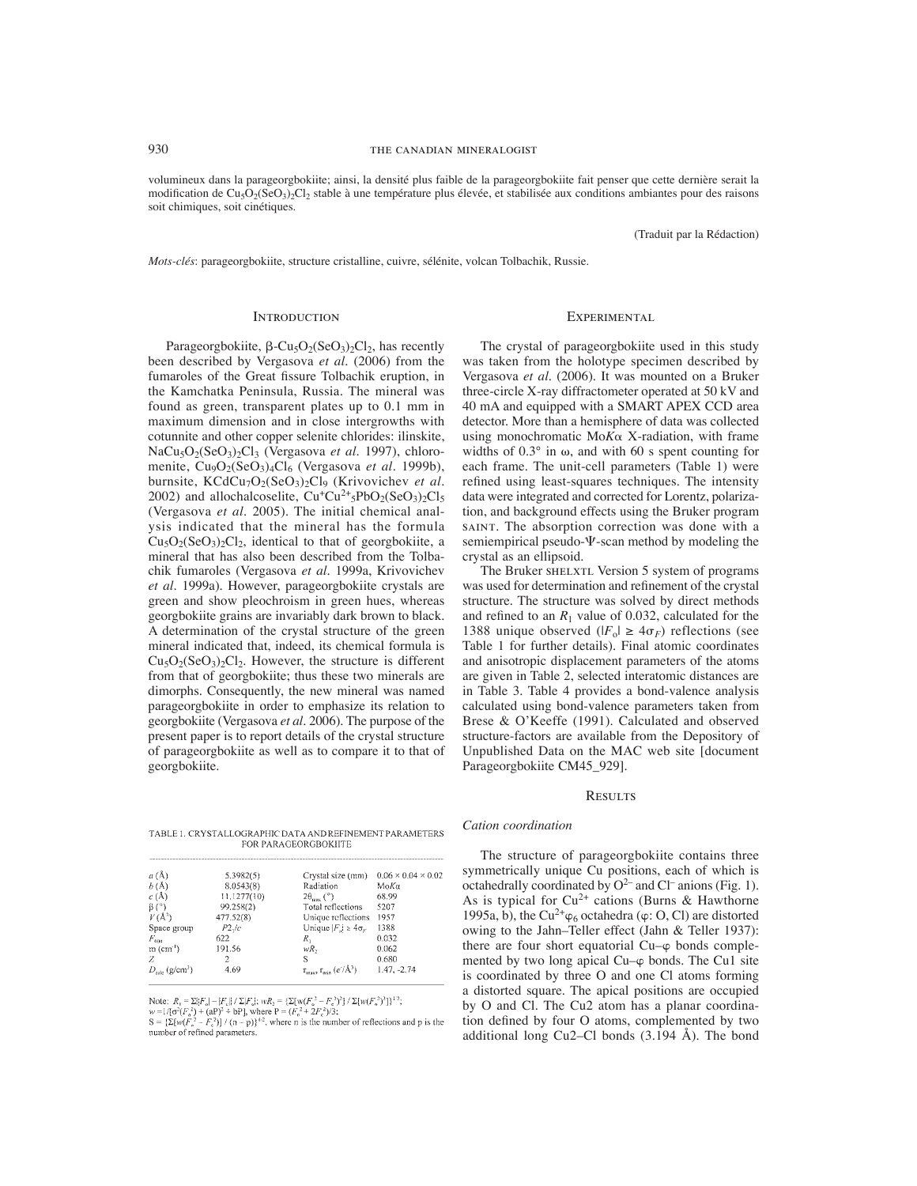volumineux dans la parageorgbokiite; ainsi, la densité plus faible de la parageorgbokiite fait penser que cette dernière serait la modification de $Cu_5O_2(SeO_3)_2Cl_2$ stable à une température plus élevée, et stabilisée aux conditions ambiantes pour des raisons soit chimiques, soit cinétiques.

(Traduit par la Rédaction)

*Mots-clés*: parageorgbokiite, structure cristalline, cuivre, sélénite, volcan Tolbachik, Russie.

## Introduction

Parageorgbokiite, $\beta$-$Cu_5O_2(SeO_3)_2Cl_2$, has recently been described by Vergasova *et al.* (2006) from the fumaroles of the Great fissure Tolbachik eruption, in the Kamchatka Peninsula, Russia. The mineral was found as green, transparent plates up to 0.1 mm in maximum dimension and in close intergrowths with cotunnite and other copper selenite chlorides: ilinskite, $NaCu_5O_2(SeO_3)_2Cl_3$ (Vergasova *et al.* 1997), chloromenite, $Cu_9O_2(SeO_3)_4Cl_6$ (Vergasova *et al.* 1999b), burnsite, $KCdCu_7O_2(SeO_3)_2Cl_9$ (Krivovichev *et al.* 2002) and allochalcoselite, $Cu^{+}Cu^{2+}{}_5PbO_2(SeO_3)_2Cl_5$ (Vergasova *et al.* 2005). The initial chemical analysis indicated that the mineral has the formula $Cu_5O_2(SeO_3)_2Cl_2$, identical to that of georgbokiite, a mineral that has also been described from the Tolbachik fumaroles (Vergasova *et al.* 1999a, Krivovichev *et al.* 1999a). However, parageorgbokiite crystals are green and show pleochroism in green hues, whereas georgbokiite grains are invariably dark brown to black. A determination of the crystal structure of the green mineral indicated that, indeed, its chemical formula is $Cu_5O_2(SeO_3)_2Cl_2$. However, the structure is different from that of georgbokiite; thus these two minerals are dimorphs. Consequently, the new mineral was named parageorgbokiite in order to emphasize its relation to georgbokiite (Vergasova *et al.* 2006). The purpose of the present paper is to report details of the crystal structure of parageorgbokiite as well as to compare it to that of georgbokiite.

TABLE 1. CRYSTALLOGRAPHIC DATA AND REFINEMENT PARAMETERS FOR PARAGEORGBOKIITE

| | | | |
|---|---|---|---|
| $a$ (Å) | 5.3982(5) | Crystal size (mm) | 0.06 × 0.04 × 0.02 |
| $b$ (Å) | 8.0543(8) | Radiation | Mo$K\alpha$ |
| $c$ (Å) | 11.1277(10) | $2\theta_{max}$ (°) | 68.99 |
| $\beta$ (°) | 99.258(2) | Total reflections | 5207 |
| $V$ (Å$^3$) | 477.52(8) | Unique reflections | 1957 |
| Space group | $P2_1/c$ | Unique $\|F_o\| \geq 4\sigma_F$ | 1388 |
| $F_{000}$ | 622 | $R_1$ | 0.032 |
| $\mu$ (cm$^{-1}$) | 191.56 | $wR_2$ | 0.062 |
| $Z$ | 2 | S | 0.680 |
| $D_{calc}$ (g/cm$^3$) | 4.69 | $\rho_{max}, \rho_{min}$ ($e^-$/Å$^3$) | 1.47, –2.74 |

Note: $R_1 = \Sigma||F_o| - |F_c|| / \Sigma|F_o|$; $wR_2 = \{\Sigma[w(F_o^2 - F_c^2)^2] / \Sigma[w(F_o^2)^2]\}^{1/2}$; $w = 1/[\sigma^2(F_o^2) + (aP)^2 + bP]$, where $P = (F_o^2 + 2F_c^2)/3$; $S = \{\Sigma[w(F_o^2 - F_c^2)] / (n - p)\}^{1/2}$, where n is the number of reflections and p is the number of refined parameters.

## Experimental

The crystal of parageorgbokiite used in this study was taken from the holotype specimen described by Vergasova *et al.* (2006). It was mounted on a Bruker three-circle X-ray diffractometer operated at 50 kV and 40 mA and equipped with a SMART APEX CCD area detector. More than a hemisphere of data was collected using monochromatic Mo$K\alpha$ X-radiation, with frame widths of 0.3° in $\omega$, and with 60 s spent counting for each frame. The unit-cell parameters (Table 1) were refined using least-squares techniques. The intensity data were integrated and corrected for Lorentz, polarization, and background effects using the Bruker program SAINT. The absorption correction was done with a semiempirical pseudo-$\Psi$-scan method by modeling the crystal as an ellipsoid.

The Bruker SHELXTL Version 5 system of programs was used for determination and refinement of the crystal structure. The structure was solved by direct methods and refined to an $R_1$ value of 0.032, calculated for the 1388 unique observed ($|F_o| \geq 4\sigma_F$) reflections (see Table 1 for further details). Final atomic coordinates and anisotropic displacement parameters of the atoms are given in Table 2, selected interatomic distances are in Table 3. Table 4 provides a bond-valence analysis calculated using bond-valence parameters taken from Brese & O'Keeffe (1991). Calculated and observed structure-factors are available from the Depository of Unpublished Data on the MAC web site [document Parageorgbokiite CM45_929].

## Results

### Cation coordination

The structure of parageorgbokiite contains three symmetrically unique Cu positions, each of which is octahedrally coordinated by $O^{2-}$ and $Cl^-$ anions (Fig. 1). As is typical for $Cu^{2+}$ cations (Burns & Hawthorne 1995a, b), the $Cu^{2+}\varphi_6$ octahedra ($\varphi$: O, Cl) are distorted owing to the Jahn–Teller effect (Jahn & Teller 1937): there are four short equatorial Cu–$\varphi$ bonds complemented by two long apical Cu–$\varphi$ bonds. The Cu1 site is coordinated by three O and one Cl atoms forming a distorted square. The apical positions are occupied by O and Cl. The Cu2 atom has a planar coordination defined by four O atoms, complemented by two additional long Cu2–Cl bonds (3.194 Å). The bond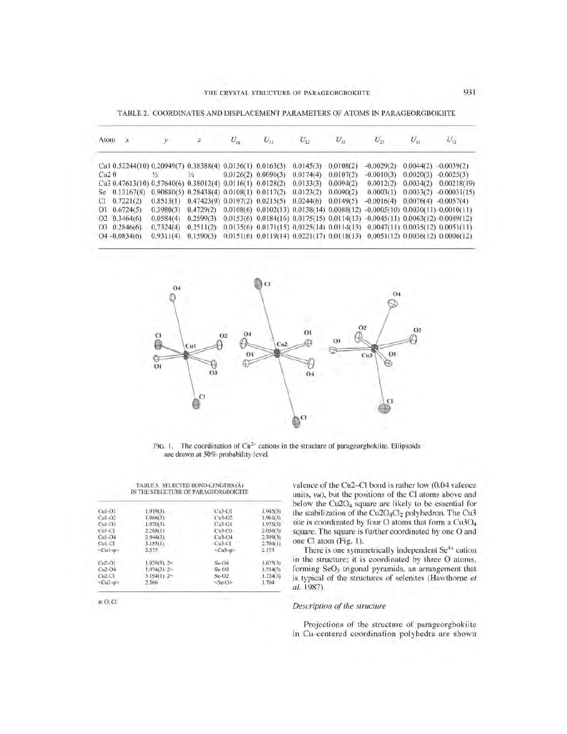TABLE 2. COORDINATES AND DISPLACEMENT PARAMETERS OF ATOMS IN PARAGEORGBOKIITE

| Atom | $x$ | $y$ | $z$ | $U_{eq}$ | $U_{11}$ | $U_{22}$ | $U_{33}$ | $U_{23}$ | $U_{13}$ | $U_{12}$ |
|---|---|---|---|---|---|---|---|---|---|---|
| Cu1 | 0.52244(10) | 0.20949(7) | 0.38388(4) | 0.0136(1) | 0.0163(3) | 0.0145(3) | 0.0108(2) | -0.0029(2) | 0.0044(2) | -0.0039(2) |
| Cu2 | 0 | ½ | ½ | 0.0126(2) | 0.0096(3) | 0.0174(4) | 0.0107(3) | -0.0010(3) | 0.0020(3) | -0.0025(3) |
| Cu3 | 0.47613(10) | 0.57640(6) | 0.38012(4) | 0.0116(1) | 0.0128(2) | 0.0133(3) | 0.0094(2) | 0.0012(2) | 0.0034(2) | 0.00218(19) |
| Se | 0.13167(8) | 0.90880(5) | 0.28438(4) | 0.0108(1) | 0.0117(2) | 0.0123(2) | 0.0090(2) | 0.0003(1) | 0.0033(2) | -0.00031(15) |
| Cl | 0.7221(2) | 0.8513(1) | 0.47423(9) | 0.0197(2) | 0.0215(5) | 0.0244(6) | 0.0149(5) | -0.0016(4) | 0.0076(4) | -0.0057(4) |
| O1 | 0.6724(5) | 0.3980(3) | 0.4729(2) | 0.0108(6) | 0.0102(13) | 0.0138(14) | 0.0088(12) | -0.0005(10) | 0.0030(11) | -0.0010(11) |
| O2 | 0.3464(6) | 0.0584(4) | 0.2599(3) | 0.0153(6) | 0.0184(16) | 0.0175(15) | 0.0114(13) | -0.0045(11) | 0.0063(12) | -0.0089(12) |
| O3 | 0.2846(6) | 0.7324(4) | 0.2511(2) | 0.0135(6) | 0.0171(15) | 0.0125(14) | 0.0114(13) | 0.0047(11) | 0.0035(12) | 0.0051(11) |
| O4 | -0.0834(6) | 0.9311(4) | 0.1590(3) | 0.0151(6) | 0.0119(14) | 0.0221(17) | 0.0118(13) | 0.0051(12) | 0.0036(12) | 0.0006(12) |

FIG. 1. The coordination of $Cu^{2+}$ cations in the structure of parageorgbokiite. Ellipsoids are drawn at 50% probability level.

TABLE 3. SELECTED BOND-LENGTHS (Å) IN THE STRUCTURE OF PARAGEORGBOKIITE

| | | | |
|---|---|---|---|
| Cu1-O1 | 1.919(3) | Cu3-O1 | 1.945(3) |
| Cu1-O2 | 1.966(3) | Cu3-O2 | 1.961(3) |
| Cu1-O3 | 1.970(3) | Cu3-O1 | 1.975(3) |
| Cu1-Cl | 2.268(1) | Cu3-O3 | 2.056(3) |
| Cu1-O4 | 2.944(3) | Cu3-O4 | 2.399(3) |
| Cu1-Cl | 3.185(1) | Cu3-Cl | 2.704(1) |
| <Cu1-φ> | 2.375 | <Cu3-φ> | 2.173 |
| Cu2-O1 | 1.929(3) 2× | Se-O4 | 1.675(3) |
| Cu2-O4 | 1.974(3) 2× | Se-O3 | 1.714(3) |
| Cu2-Cl | 3.194(1) 2× | Se-O2 | 1.724(3) |
| <Cu2-φ> | 2.366 | <Se-O> | 1.704 |

φ: O, Cl

valence of the Cu2–Cl bond is rather low (0.04 valence units, *vu*), but the positions of the Cl atoms above and below the $Cu2O_4$ square are likely to be essential for the stabilization of the $Cu2O_4Cl_2$ polyhedron. The Cu3 site is coordinated by four O atoms that form a $Cu3O_4$ square. The square is further coordinated by one O and one Cl atom (Fig. 1).

There is one symmetrically independent $Se^{4+}$ cation in the structure; it is coordinated by three O atoms, forming $SeO_3$ trigonal pyramids, an arrangement that is typical of the structures of selenites (Hawthorne *et al.* 1987).

### *Description of the structure*

Projections of the structure of parageorgbokiite in Cu-centered coordination polyhedra are shown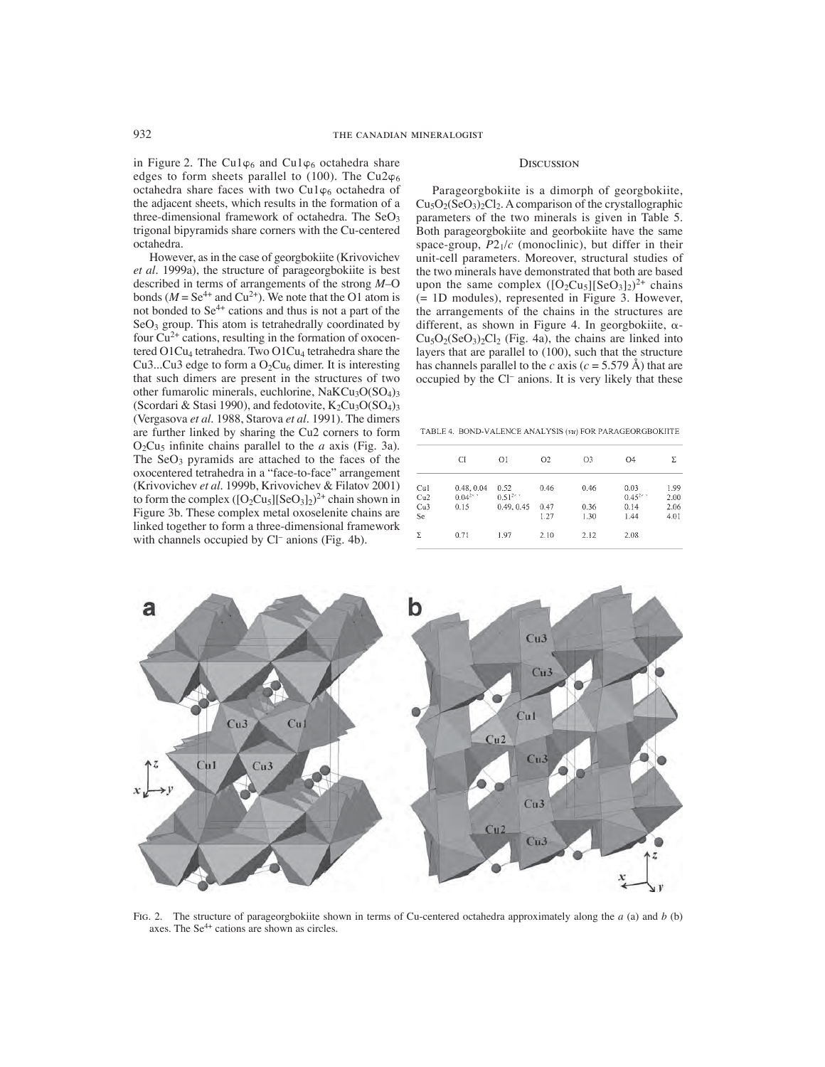in Figure 2. The $Cu1\varphi_6$ and $Cu1\varphi_6$ octahedra share edges to form sheets parallel to (100). The $Cu2\varphi_6$ octahedra share faces with two $Cu1\varphi_6$ octahedra of the adjacent sheets, which results in the formation of a three-dimensional framework of octahedra. The $SeO_3$ trigonal bipyramids share corners with the Cu-centered octahedra.

However, as in the case of georgbokiite (Krivovichev *et al.* 1999a), the structure of parageorgbokiite is best described in terms of arrangements of the strong *M*–O bonds ($M = Se^{4+}$ and $Cu^{2+}$). We note that the O1 atom is not bonded to $Se^{4+}$ cations and thus is not a part of the $SeO_3$ group. This atom is tetrahedrally coordinated by four $Cu^{2+}$ cations, resulting in the formation of oxocentered $O1Cu_4$ tetrahedra. Two $O1Cu_4$ tetrahedra share the Cu3...Cu3 edge to form a $O_2Cu_6$ dimer. It is interesting that such dimers are present in the structures of two other fumarolic minerals, euchlorine, $NaKCu_3O(SO_4)_3$ (Scordari & Stasi 1990), and fedotovite, $K_2Cu_3O(SO_4)_3$ (Vergasova *et al.* 1988, Starova *et al.* 1991). The dimers are further linked by sharing the Cu2 corners to form $O_2Cu_5$ infinite chains parallel to the *a* axis (Fig. 3a). The $SeO_3$ pyramids are attached to the faces of the oxocentered tetrahedra in a "face-to-face" arrangement (Krivovichev *et al.* 1999b, Krivovichev & Filatov 2001) to form the complex $([O_2Cu_5][SeO_3]_2)^{2+}$ chain shown in Figure 3b. These complex metal oxoselenite chains are linked together to form a three-dimensional framework with channels occupied by $Cl^-$ anions (Fig. 4b).

## Discussion

Parageorgbokiite is a dimorph of georgbokiite, $Cu_5O_2(SeO_3)_2Cl_2$. A comparison of the crystallographic parameters of the two minerals is given in Table 5. Both parageorgbokiite and georbokiite have the same space-group, $P2_1/c$ (monoclinic), but differ in their unit-cell parameters. Moreover, structural studies of the two minerals have demonstrated that both are based upon the same complex $([O_2Cu_5][SeO_3]_2)^{2+}$ chains (= 1D modules), represented in Figure 3. However, the arrangements of the chains in the structures are different, as shown in Figure 4. In georgbokiite, $\alpha$-$Cu_5O_2(SeO_3)_2Cl_2$ (Fig. 4a), the chains are linked into layers that are parallel to (100), such that the structure has channels parallel to the *c* axis ($c = 5.579$ Å) that are occupied by the $Cl^-$ anions. It is very likely that these

TABLE 4. BOND-VALENCE ANALYSIS (*vu*) FOR PARAGEORGBOKIITE

| | Cl | O1 | O2 | O3 | O4 | Σ |
|---|---|---|---|---|---|---|
| Cu1 | 0.48, 0.04 | 0.52 | 0.46 | 0.46 | 0.03 | 1.99 |
| Cu2 | $0.04^{2\times\rightarrow}$ | $0.51^{2\times\rightarrow}$ | | | $0.45^{2\times\rightarrow}$ | 2.00 |
| Cu3 | 0.15 | 0.49, 0.45 | 0.47 | 0.36 | 0.14 | 2.06 |
| Se | | | 1.27 | 1.30 | 1.44 | 4.01 |
| Σ | 0.71 | 1.97 | 2.10 | 2.12 | 2.08 | |

FIG. 2. The structure of parageorgbokiite shown in terms of Cu-centered octahedra approximately along the *a* (a) and *b* (b) axes. The $Se^{4+}$ cations are shown as circles.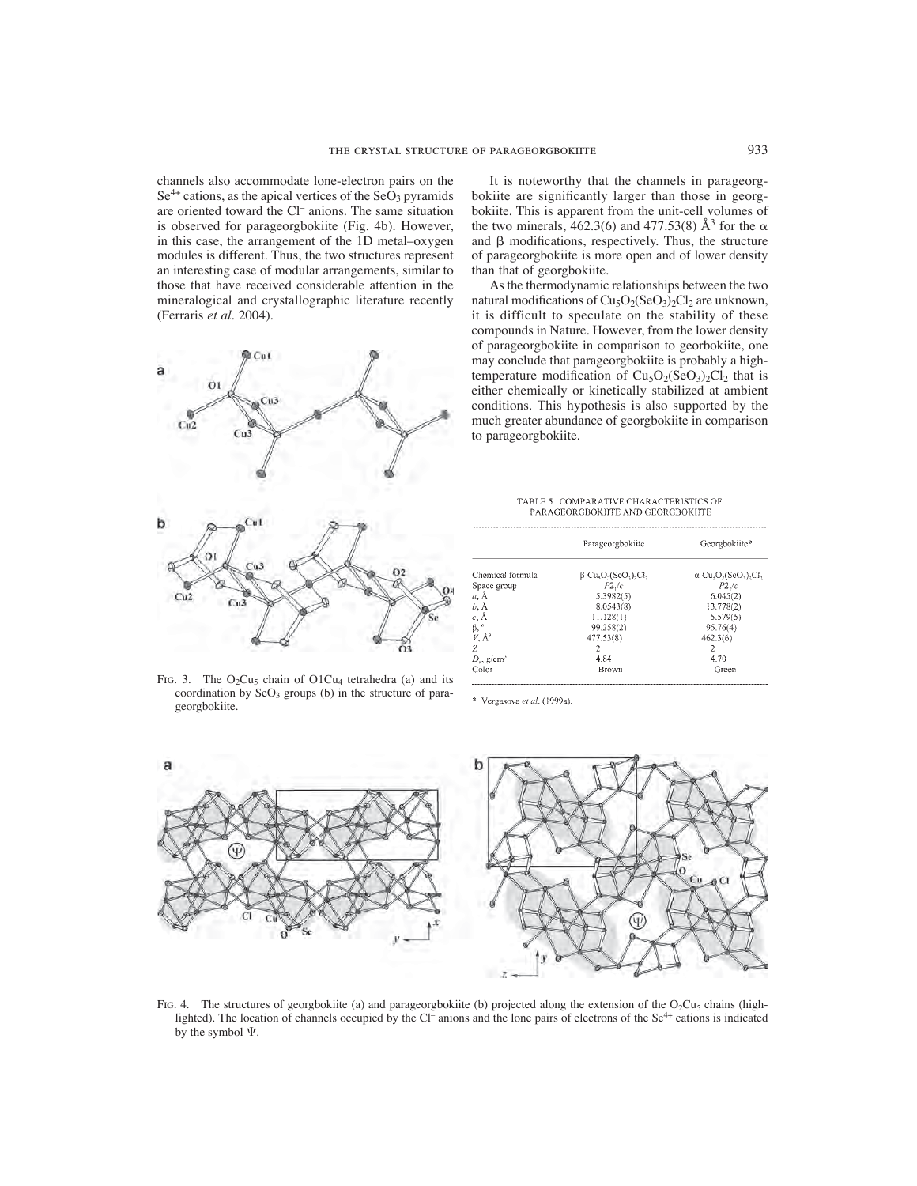channels also accommodate lone-electron pairs on the $Se^{4+}$ cations, as the apical vertices of the $SeO_3$ pyramids are oriented toward the $Cl^-$ anions. The same situation is observed for parageorgbokiite (Fig. 4b). However, in this case, the arrangement of the 1D metal–oxygen modules is different. Thus, the two structures represent an interesting case of modular arrangements, similar to those that have received considerable attention in the mineralogical and crystallographic literature recently (Ferraris *et al.* 2004).

FIG. 3. The $O_2Cu_5$ chain of $O1Cu_4$ tetrahedra (a) and its coordination by $SeO_3$ groups (b) in the structure of parageorgbokiite.

It is noteworthy that the channels in parageorgbokiite are significantly larger than those in georgbokiite. This is apparent from the unit-cell volumes of the two minerals, 462.3(6) and 477.53(8) Å$^3$ for the α and β modifications, respectively. Thus, the structure of parageorgbokiite is more open and of lower density than that of georgbokiite.

As the thermodynamic relationships between the two natural modifications of $Cu_5O_2(SeO_3)_2Cl_2$ are unknown, it is difficult to speculate on the stability of these compounds in Nature. However, from the lower density of parageorgbokiite in comparison to georbokiite, one may conclude that parageorgbokiite is probably a high-temperature modification of $Cu_5O_2(SeO_3)_2Cl_2$ that is either chemically or kinetically stabilized at ambient conditions. This hypothesis is also supported by the much greater abundance of georgbokiite in comparison to parageorgbokiite.

TABLE 5. COMPARATIVE CHARACTERISTICS OF PARAGEORGBOKIITE AND GEORGBOKIITE

| | Parageorgbokiite | Georgbokiite* |
|---|---|---|
| Chemical formula | β-$Cu_5O_2(SeO_3)_2Cl_2$ | α-$Cu_5O_2(SeO_3)_2Cl_2$ |
| Space group | $P2_1/c$ | $P2_1/c$ |
| *a*, Å | 5.3982(5) | 6.045(2) |
| *b*, Å | 8.0543(8) | 13.778(2) |
| *c*, Å | 11.128(1) | 5.579(5) |
| β, ° | 99.258(2) | 95.76(4) |
| *V*, Å$^3$ | 477.53(8) | 462.3(6) |
| *Z* | 2 | 2 |
| $D_x$, g/cm$^3$ | 4.84 | 4.70 |
| Color | Brown | Green |

\* Vergasova *et al.* (1999a).

FIG. 4. The structures of georgbokiite (a) and parageorgbokiite (b) projected along the extension of the $O_2Cu_5$ chains (highlighted). The location of channels occupied by the $Cl^-$ anions and the lone pairs of electrons of the $Se^{4+}$ cations is indicated by the symbol Ψ.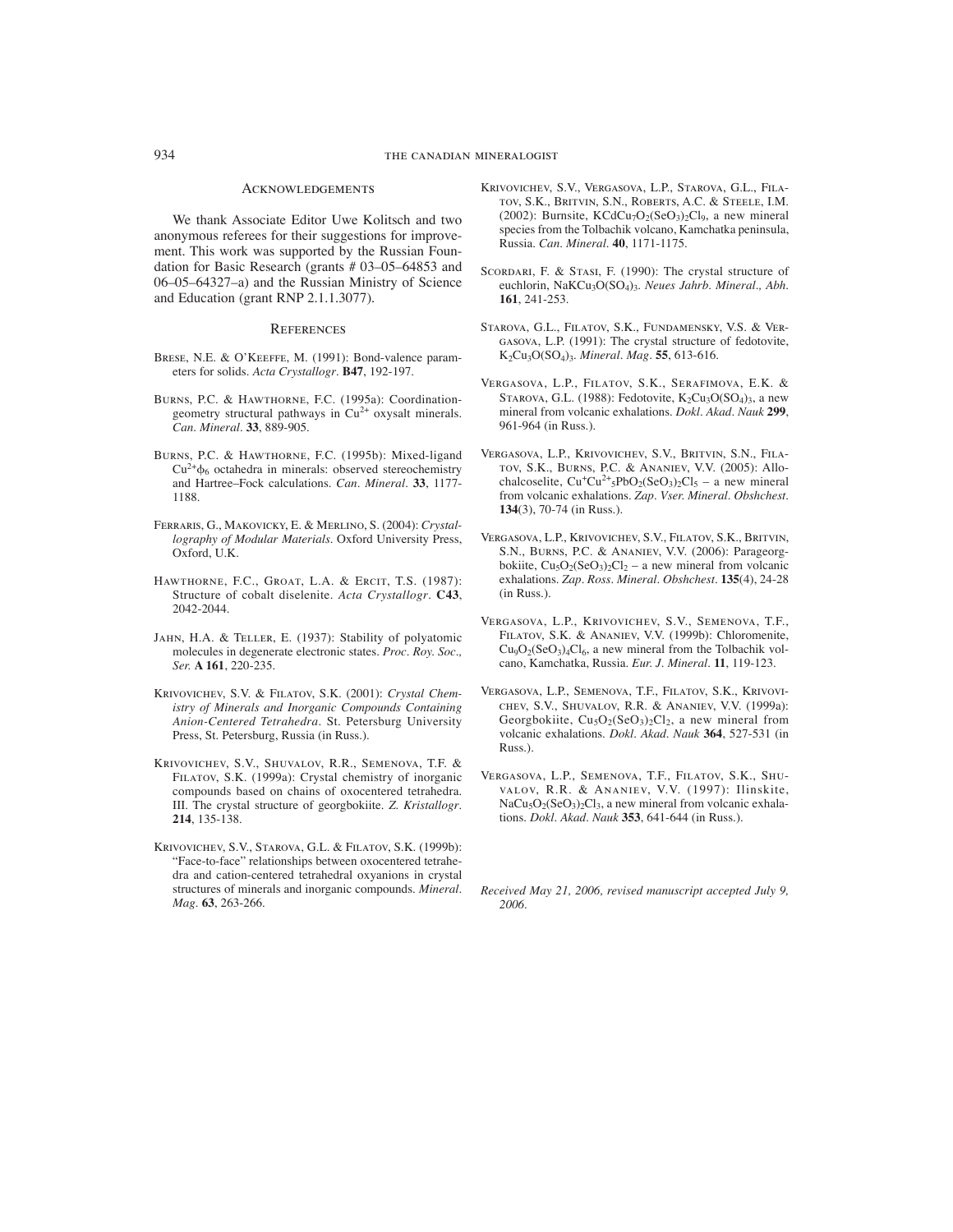## Acknowledgements

We thank Associate Editor Uwe Kolitsch and two anonymous referees for their suggestions for improvement. This work was supported by the Russian Foundation for Basic Research (grants # 03–05–64853 and 06–05–64327–a) and the Russian Ministry of Science and Education (grant RNP 2.1.1.3077).

## References

Brese, N.E. & O'Keeffe, M. (1991): Bond-valence parameters for solids. *Acta Crystallogr.* **B47**, 192-197.

Burns, P.C. & Hawthorne, F.C. (1995a): Coordination-geometry structural pathways in $Cu^{2+}$ oxysalt minerals. *Can. Mineral.* **33**, 889-905.

Burns, P.C. & Hawthorne, F.C. (1995b): Mixed-ligand $Cu^{2+}\phi_6$ octahedra in minerals: observed stereochemistry and Hartree–Fock calculations. *Can. Mineral.* **33**, 1177-1188.

Ferraris, G., Makovicky, E. & Merlino, S. (2004): *Crystallography of Modular Materials.* Oxford University Press, Oxford, U.K.

Hawthorne, F.C., Groat, L.A. & Ercit, T.S. (1987): Structure of cobalt diselenite. *Acta Crystallogr.* **C43**, 2042-2044.

Jahn, H.A. & Teller, E. (1937): Stability of polyatomic molecules in degenerate electronic states. *Proc. Roy. Soc., Ser.* **A 161**, 220-235.

Krivovichev, S.V. & Filatov, S.K. (2001): *Crystal Chemistry of Minerals and Inorganic Compounds Containing Anion-Centered Tetrahedra.* St. Petersburg University Press, St. Petersburg, Russia (in Russ.).

Krivovichev, S.V., Shuvalov, R.R., Semenova, T.F. & Filatov, S.K. (1999a): Crystal chemistry of inorganic compounds based on chains of oxocentered tetrahedra. III. The crystal structure of georgbokiite. *Z. Kristallogr.* **214**, 135-138.

Krivovichev, S.V., Starova, G.L. & Filatov, S.K. (1999b): "Face-to-face" relationships between oxocentered tetrahedra and cation-centered tetrahedral oxyanions in crystal structures of minerals and inorganic compounds. *Mineral. Mag.* **63**, 263-266.

Krivovichev, S.V., Vergasova, L.P., Starova, G.L., Filatov, S.K., Britvin, S.N., Roberts, A.C. & Steele, I.M. (2002): Burnsite, $KCdCu_7O_2(SeO_3)_2Cl_9$, a new mineral species from the Tolbachik volcano, Kamchatka peninsula, Russia. *Can. Mineral.* **40**, 1171-1175.

Scordari, F. & Stasi, F. (1990): The crystal structure of euchlorin, $NaKCu_3O(SO_4)_3$. *Neues Jahrb. Mineral., Abh.* **161**, 241-253.

Starova, G.L., Filatov, S.K., Fundamensky, V.S. & Vergasova, L.P. (1991): The crystal structure of fedotovite, $K_2Cu_3O(SO_4)_3$. *Mineral. Mag.* **55**, 613-616.

Vergasova, L.P., Filatov, S.K., Serafimova, E.K. & Starova, G.L. (1988): Fedotovite, $K_2Cu_3O(SO_4)_3$, a new mineral from volcanic exhalations. *Dokl. Akad. Nauk* **299**, 961-964 (in Russ.).

Vergasova, L.P., Krivovichev, S.V., Britvin, S.N., Filatov, S.K., Burns, P.C. & Ananiev, V.V. (2005): Allochalcoselite, $Cu^{+}Cu^{2+}{}_5PbO_2(SeO_3)_2Cl_5$ – a new mineral from volcanic exhalations. *Zap. Vser. Mineral. Obshchest.* **134**(3), 70-74 (in Russ.).

Vergasova, L.P., Krivovichev, S.V., Filatov, S.K., Britvin, S.N., Burns, P.C. & Ananiev, V.V. (2006): Parageorgbokiite, $Cu_5O_2(SeO_3)_2Cl_2$ – a new mineral from volcanic exhalations. *Zap. Ross. Mineral. Obshchest.* **135**(4), 24-28 (in Russ.).

Vergasova, L.P., Krivovichev, S.V., Semenova, T.F., Filatov, S.K. & Ananiev, V.V. (1999b): Chloromenite, $Cu_9O_2(SeO_3)_4Cl_6$, a new mineral from the Tolbachik volcano, Kamchatka, Russia. *Eur. J. Mineral.* **11**, 119-123.

Vergasova, L.P., Semenova, T.F., Filatov, S.K., Krivovichev, S.V., Shuvalov, R.R. & Ananiev, V.V. (1999a): Georgbokiite, $Cu_5O_2(SeO_3)_2Cl_2$, a new mineral from volcanic exhalations. *Dokl. Akad. Nauk* **364**, 527-531 (in Russ.).

Vergasova, L.P., Semenova, T.F., Filatov, S.K., Shuvalov, R.R. & Ananiev, V.V. (1997): Ilinskite, $NaCu_5O_2(SeO_3)_2Cl_3$, a new mineral from volcanic exhalations. *Dokl. Akad. Nauk* **353**, 641-644 (in Russ.).

*Received May 21, 2006, revised manuscript accepted July 9, 2006.*